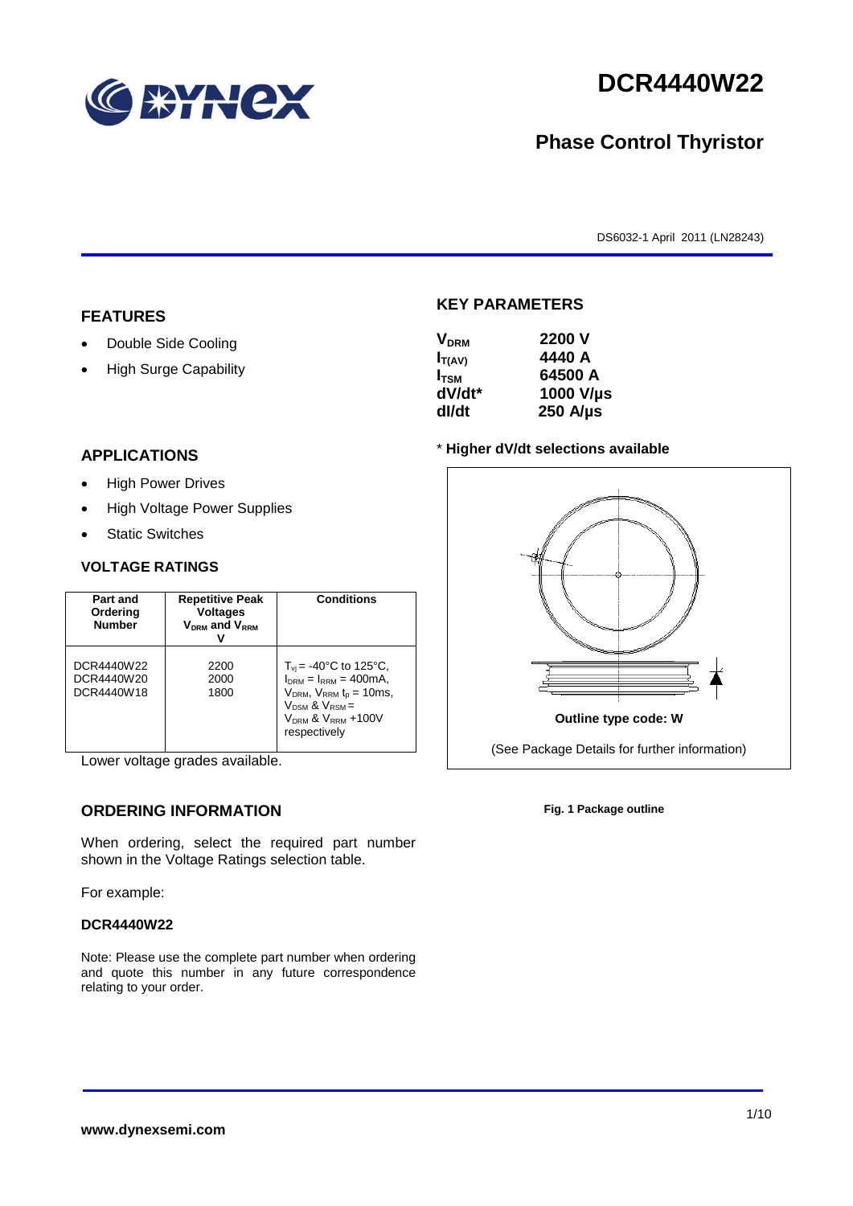# DCR4440W22

## Phase Control Thyristor

DS6032-1 April 2011 (LN28243)

## FEATURES

- Double Side Cooling
- High Surge Capability

## APPLICATIONS

- High Power Drives
- High Voltage Power Supplies
- Static Switches

## VOLTAGE RATINGS

| Part and Ordering Number | Repetitive Peak Voltages $V_{DRM}$ and $V_{RRM}$ V | Conditions |
|---|---|---|
| DCR4440W22<br>DCR4440W20<br>DCR4440W18 | 2200<br>2000<br>1800 | $T_{vj}$ = -40°C to 125°C, $I_{DRM}$ = $I_{RRM}$ = 400mA, $V_{DRM}$, $V_{RRM}$ $t_p$ = 10ms, $V_{DSM}$ & $V_{RSM}$ = $V_{DRM}$ & $V_{RRM}$ +100V respectively |

Lower voltage grades available.

## ORDERING INFORMATION

When ordering, select the required part number shown in the Voltage Ratings selection table.

For example:

**DCR4440W22**

Note: Please use the complete part number when ordering and quote this number in any future correspondence relating to your order.

## KEY PARAMETERS

| | |
|---|---|
| $V_{DRM}$ | 2200 V |
| $I_{T(AV)}$ | 4440 A |
| $I_{TSM}$ | 64500 A |
| dV/dt* | 1000 V/µs |
| dI/dt | 250 A/µs |

* **Higher dV/dt selections available**

**Outline type code: W**

(See Package Details for further information)

**Fig. 1 Package outline**

**www.dynexsemi.com**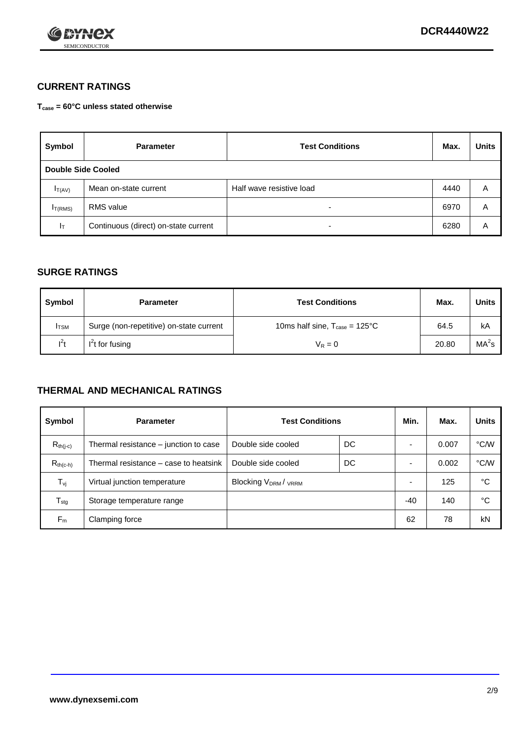## CURRENT RATINGS

**$T_{case}$ = 60°C unless stated otherwise**

| Symbol | Parameter | Test Conditions | Max. | Units |
|---|---|---|---|---|
| **Double Side Cooled** | | | | |
| $I_{T(AV)}$ | Mean on-state current | Half wave resistive load | 4440 | A |
| $I_{T(RMS)}$ | RMS value | - | 6970 | A |
| $I_T$ | Continuous (direct) on-state current | - | 6280 | A |

## SURGE RATINGS

| Symbol | Parameter | Test Conditions | Max. | Units |
|---|---|---|---|---|
| $I_{TSM}$ | Surge (non-repetitive) on-state current | 10ms half sine, $T_{case}$ = 125°C | 64.5 | kA |
| $I^2t$ | $I^2t$ for fusing | $V_R = 0$ | 20.80 | $MA^2s$ |

## THERMAL AND MECHANICAL RATINGS

| Symbol | Parameter | Test Conditions | | Min. | Max. | Units |
|---|---|---|---|---|---|---|
| $R_{th(j-c)}$ | Thermal resistance – junction to case | Double side cooled | DC | - | 0.007 | °C/W |
| $R_{th(c-h)}$ | Thermal resistance – case to heatsink | Double side cooled | DC | - | 0.002 | °C/W |
| $T_{vj}$ | Virtual junction temperature | Blocking $V_{DRM}$ / $V_{RRM}$ | | - | 125 | °C |
| $T_{stg}$ | Storage temperature range | | | -40 | 140 | °C |
| $F_m$ | Clamping force | | | 62 | 78 | kN |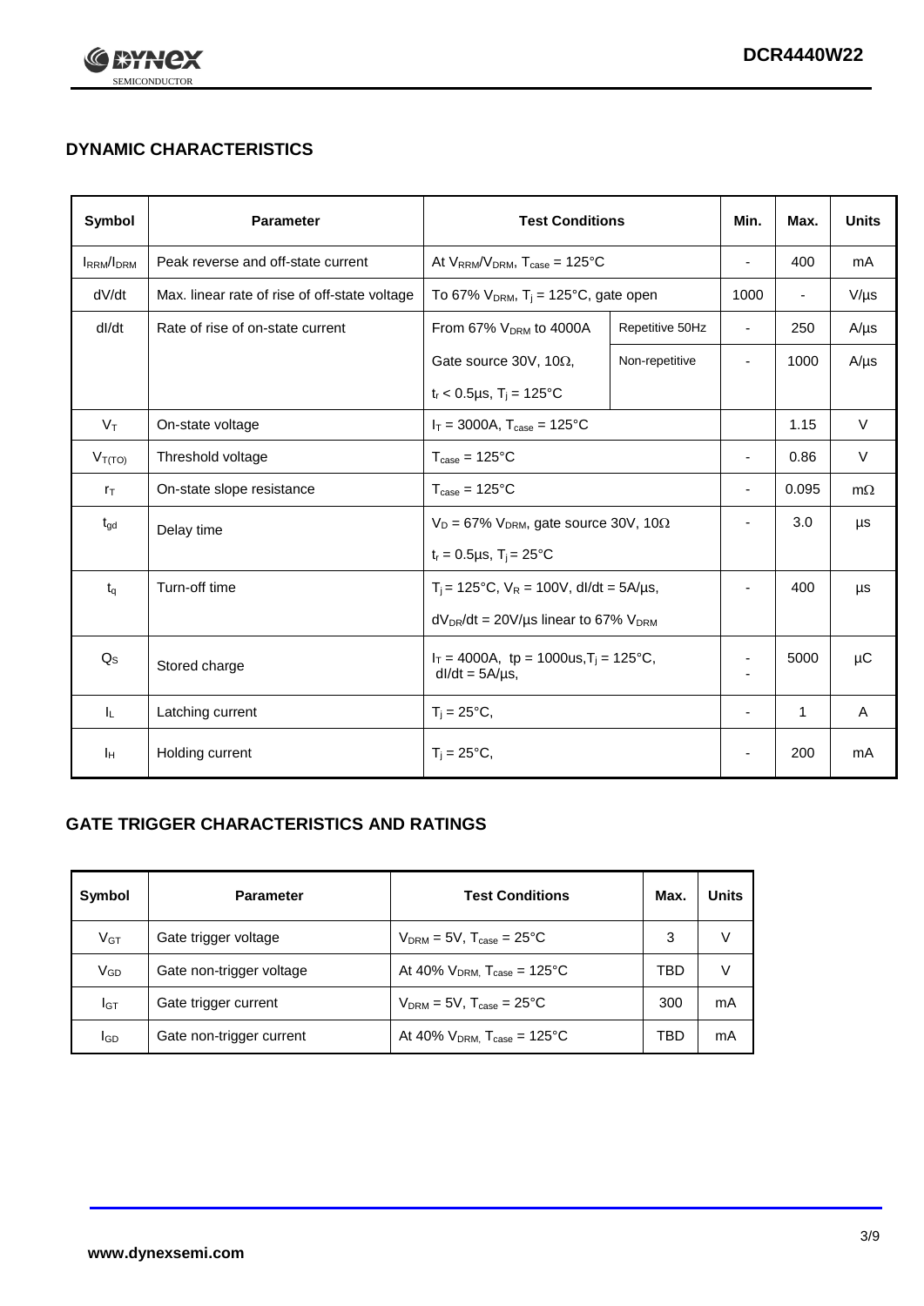## DYNAMIC CHARACTERISTICS

| Symbol | Parameter | Test Conditions | | Min. | Max. | Units |
|---|---|---|---|---|---|---|
| $I_{RRM}/I_{DRM}$ | Peak reverse and off-state current | At $V_{RRM}/V_{DRM}$, $T_{case}$ = 125°C | | - | 400 | mA |
| dV/dt | Max. linear rate of rise of off-state voltage | To 67% $V_{DRM}$, $T_j$ = 125°C, gate open | | 1000 | - | V/µs |
| dI/dt | Rate of rise of on-state current | From 67% $V_{DRM}$ to 4000A | Repetitive 50Hz | - | 250 | A/µs |
| | | Gate source 30V, 10Ω, | Non-repetitive | - | 1000 | A/µs |
| | | $t_r$ < 0.5µs, $T_j$ = 125°C | | | | |
| $V_T$ | On-state voltage | $I_T$ = 3000A, $T_{case}$ = 125°C | | | 1.15 | V |
| $V_{T(TO)}$ | Threshold voltage | $T_{case}$ = 125°C | | - | 0.86 | V |
| $r_T$ | On-state slope resistance | $T_{case}$ = 125°C | | - | 0.095 | mΩ |
| $t_{gd}$ | Delay time | $V_D$ = 67% $V_{DRM}$, gate source 30V, 10Ω | | - | 3.0 | µs |
| | | $t_r$ = 0.5µs, $T_j$ = 25°C | | | | |
| $t_q$ | Turn-off time | $T_j$ = 125°C, $V_R$ = 100V, dI/dt = 5A/µs, | | - | 400 | µs |
| | | $dV_{DR}$/dt = 20V/µs linear to 67% $V_{DRM}$ | | | | |
| $Q_S$ | Stored charge | $I_T$ = 4000A, tp = 1000us, $T_j$ = 125°C, dI/dt = 5A/µs, | | - | 5000 | µC |
| $I_L$ | Latching current | $T_j$ = 25°C, | | - | 1 | A |
| $I_H$ | Holding current | $T_j$ = 25°C, | | - | 200 | mA |

## GATE TRIGGER CHARACTERISTICS AND RATINGS

| Symbol | Parameter | Test Conditions | Max. | Units |
|---|---|---|---|---|
| $V_{GT}$ | Gate trigger voltage | $V_{DRM}$ = 5V, $T_{case}$ = 25°C | 3 | V |
| $V_{GD}$ | Gate non-trigger voltage | At 40% $V_{DRM}$, $T_{case}$ = 125°C | TBD | V |
| $I_{GT}$ | Gate trigger current | $V_{DRM}$ = 5V, $T_{case}$ = 25°C | 300 | mA |
| $I_{GD}$ | Gate non-trigger current | At 40% $V_{DRM}$, $T_{case}$ = 125°C | TBD | mA |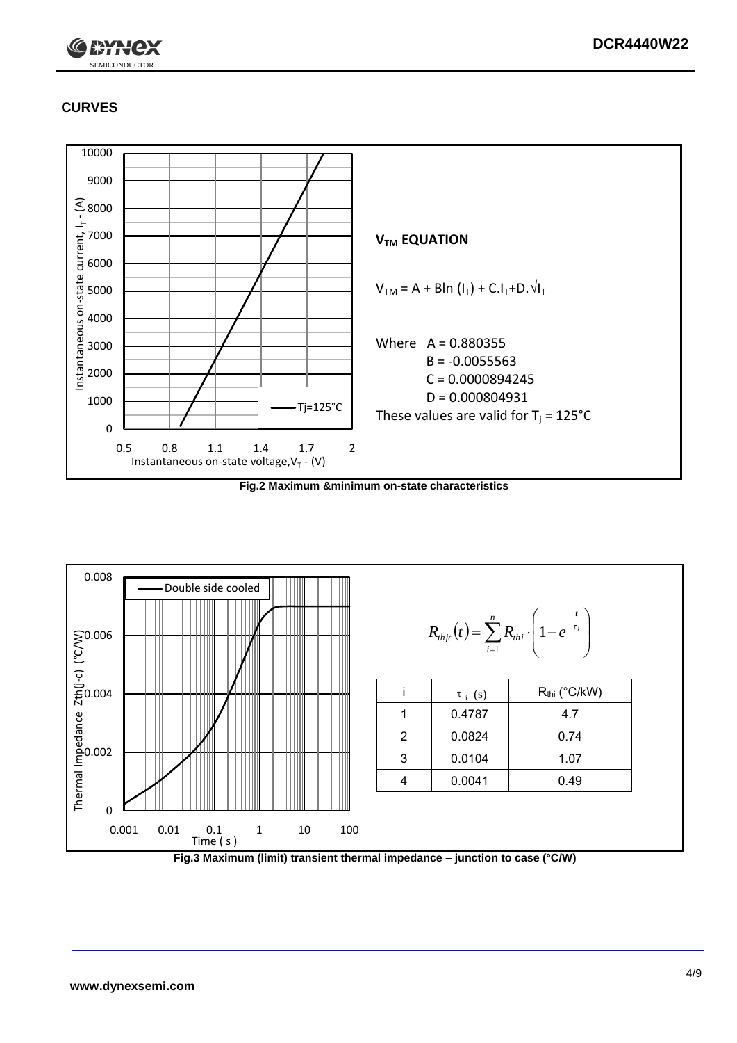## CURVES

**$V_{TM}$ EQUATION**

$V_{TM} = A + B\ln(I_T) + C.I_T + D.\sqrt{I_T}$

Where $A = 0.880355$

$B = -0.0055563$

$C = 0.0000894245$

$D = 0.000804931$

These values are valid for $T_j = 125°C$

**Fig.2 Maximum &minimum on-state characteristics**

$$R_{thjc}(t) = \sum_{i=1}^{n} R_{thi} \cdot \left(1 - e^{-\frac{t}{\tau_i}}\right)$$

| i | $\tau_i$ (s) | $R_{thi}$ (°C/kW) |
|---|---|---|
| 1 | 0.4787 | 4.7 |
| 2 | 0.0824 | 0.74 |
| 3 | 0.0104 | 1.07 |
| 4 | 0.0041 | 0.49 |

**Fig.3 Maximum (limit) transient thermal impedance – junction to case (°C/W)**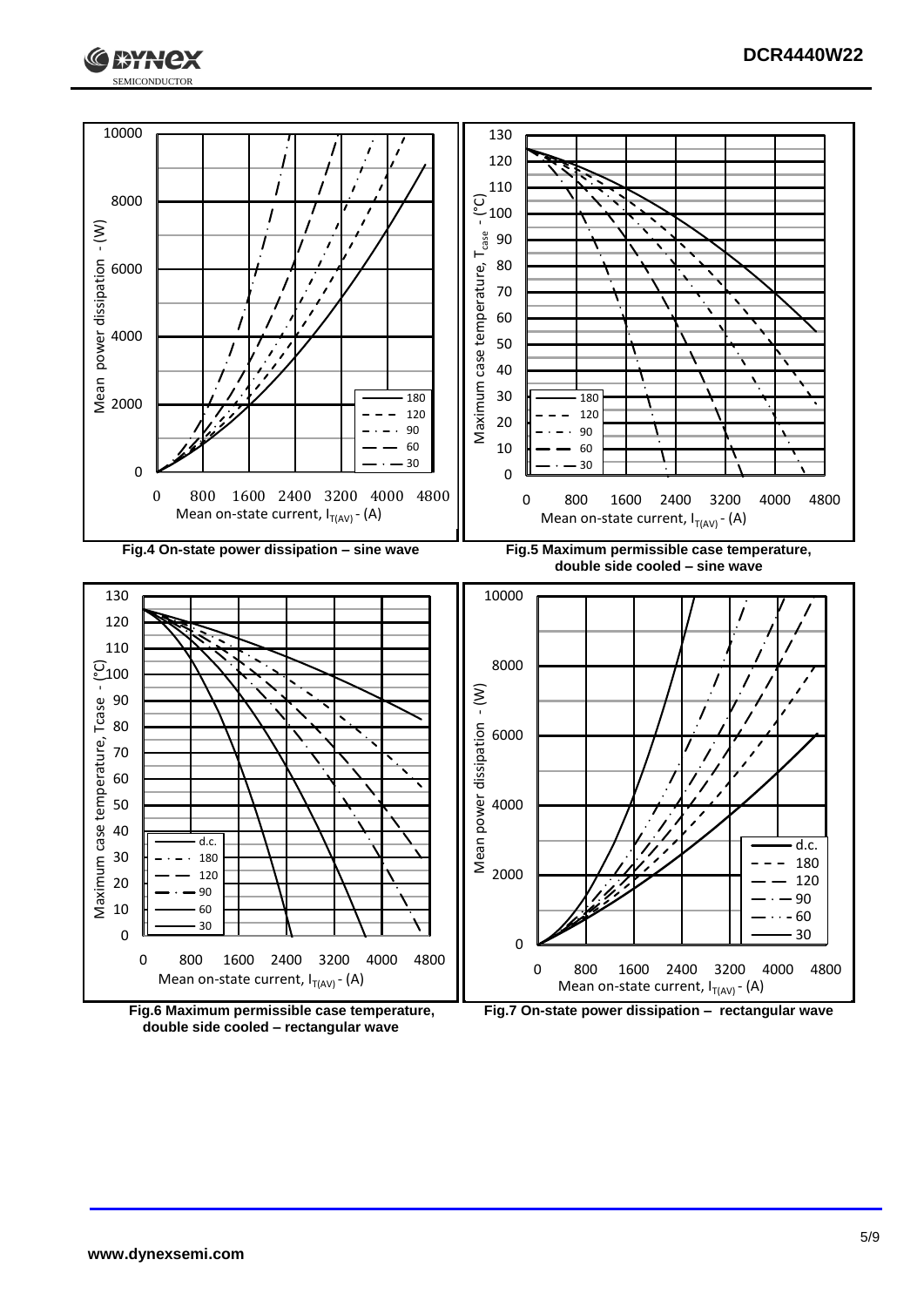Fig.4 On-state power dissipation – sine wave

Fig.5 Maximum permissible case temperature, double side cooled – sine wave

Fig.6 Maximum permissible case temperature, double side cooled – rectangular wave

Fig.7 On-state power dissipation – rectangular wave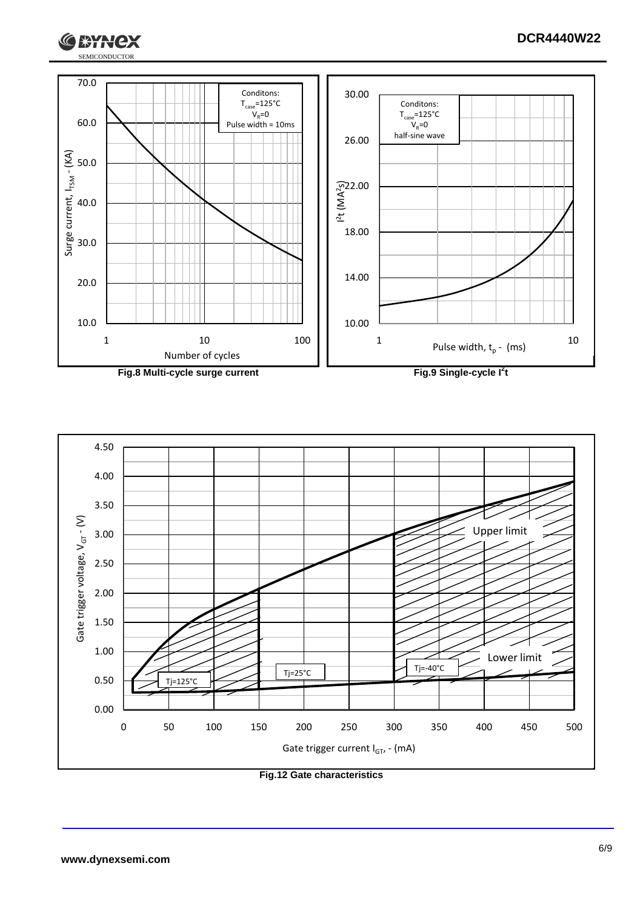Fig.8 Multi-cycle surge current

Fig.9 Single-cycle $I^2t$

Fig.12 Gate characteristics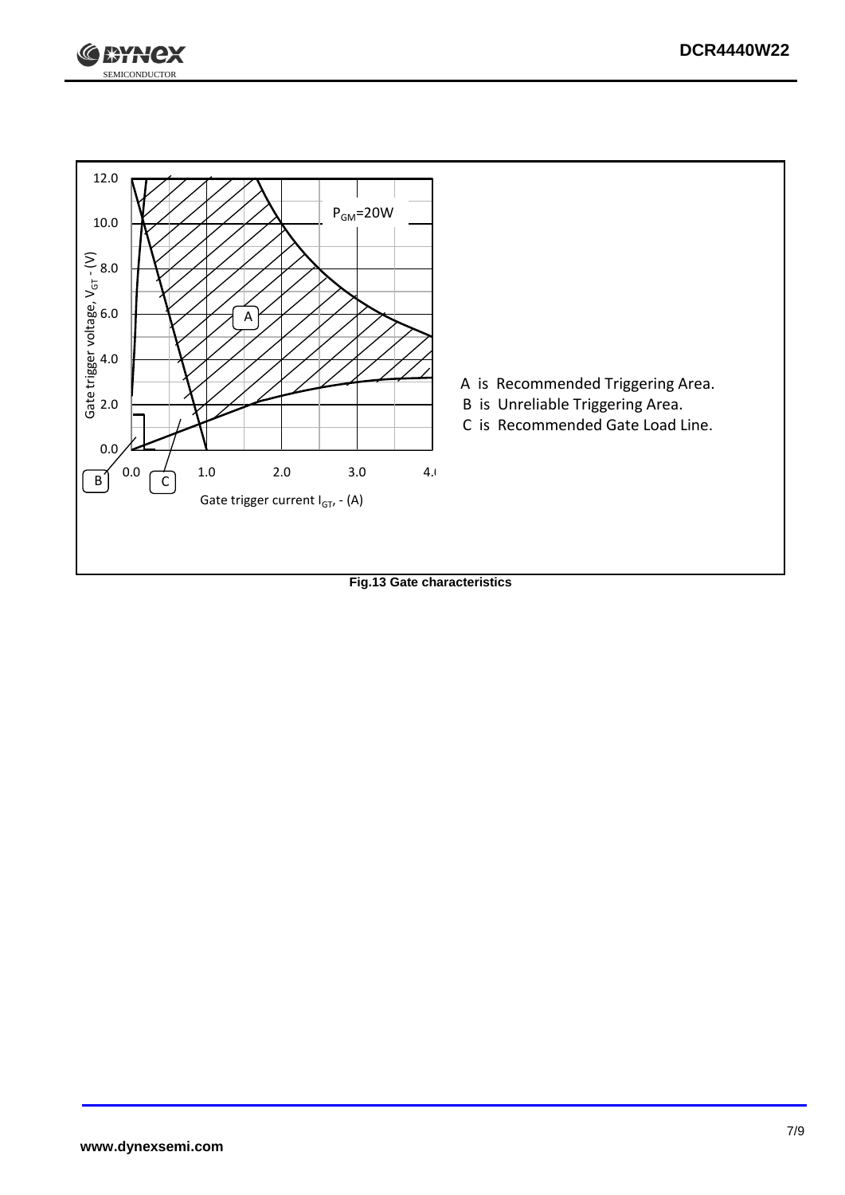Gate trigger voltage, $V_{GT}$ - (V)

Gate trigger current $I_{GT}$, - (A)

$P_{GM}$=20W

A is Recommended Triggering Area.
B is Unreliable Triggering Area.
C is Recommended Gate Load Line.

**Fig.13 Gate characteristics**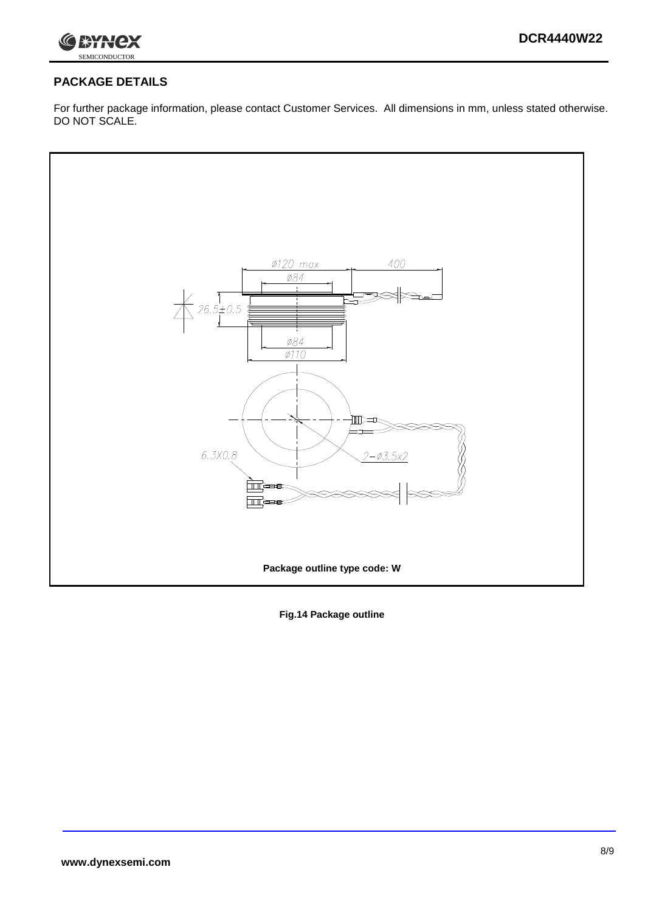## PACKAGE DETAILS

For further package information, please contact Customer Services. All dimensions in mm, unless stated otherwise. DO NOT SCALE.

ø120 max

400

ø84

26.5±0.5

ø84

ø110

6.3X0.8

2-ø3.5x2

**Package outline type code: W**

**Fig.14 Package outline**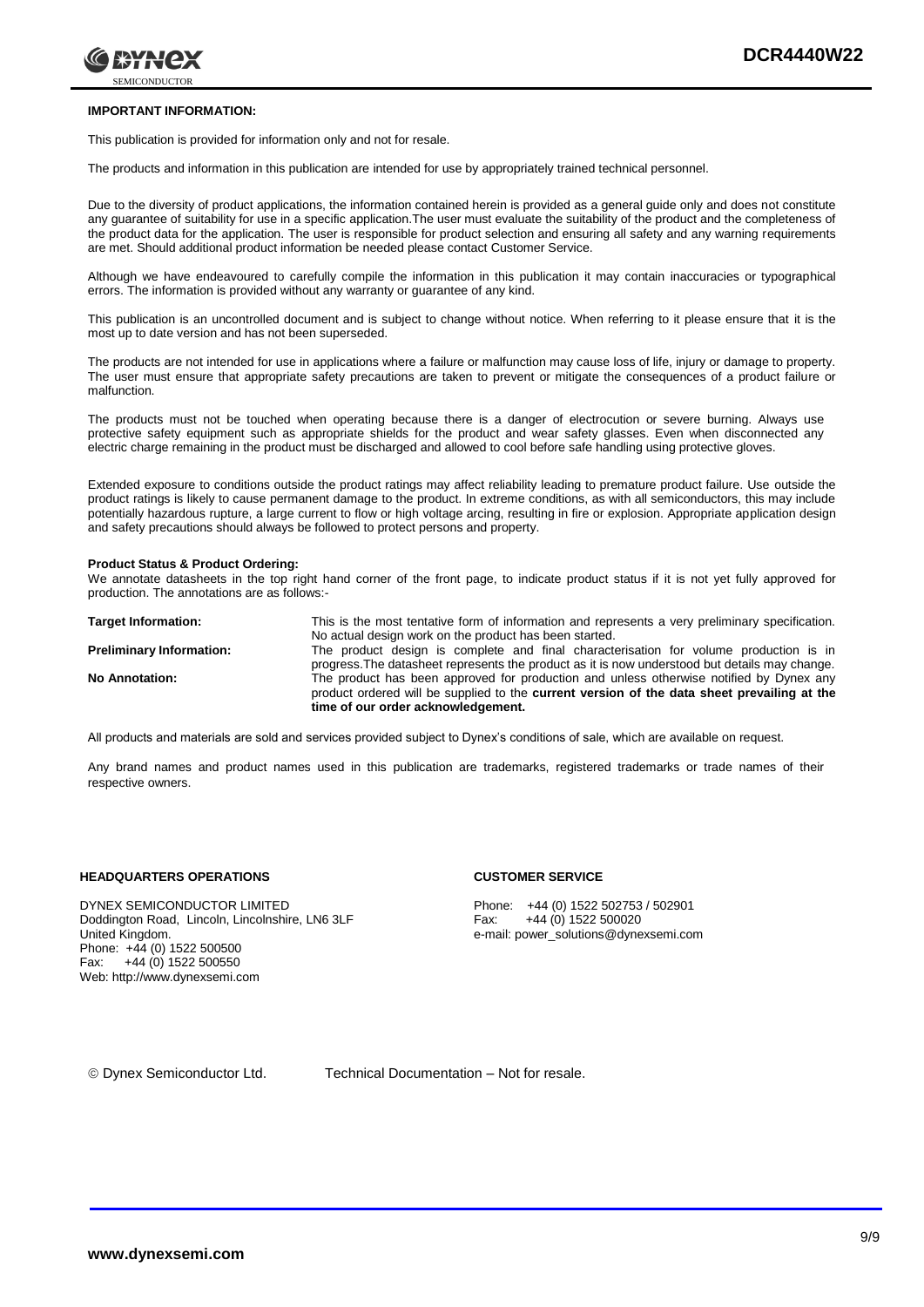**IMPORTANT INFORMATION:**

This publication is provided for information only and not for resale.

The products and information in this publication are intended for use by appropriately trained technical personnel.

Due to the diversity of product applications, the information contained herein is provided as a general guide only and does not constitute any guarantee of suitability for use in a specific application.The user must evaluate the suitability of the product and the completeness of the product data for the application. The user is responsible for product selection and ensuring all safety and any warning requirements are met. Should additional product information be needed please contact Customer Service.

Although we have endeavoured to carefully compile the information in this publication it may contain inaccuracies or typographical errors. The information is provided without any warranty or guarantee of any kind.

This publication is an uncontrolled document and is subject to change without notice. When referring to it please ensure that it is the most up to date version and has not been superseded.

The products are not intended for use in applications where a failure or malfunction may cause loss of life, injury or damage to property. The user must ensure that appropriate safety precautions are taken to prevent or mitigate the consequences of a product failure or malfunction.

The products must not be touched when operating because there is a danger of electrocution or severe burning. Always use protective safety equipment such as appropriate shields for the product and wear safety glasses. Even when disconnected any electric charge remaining in the product must be discharged and allowed to cool before safe handling using protective gloves.

Extended exposure to conditions outside the product ratings may affect reliability leading to premature product failure. Use outside the product ratings is likely to cause permanent damage to the product. In extreme conditions, as with all semiconductors, this may include potentially hazardous rupture, a large current to flow or high voltage arcing, resulting in fire or explosion. Appropriate application design and safety precautions should always be followed to protect persons and property.

**Product Status & Product Ordering:**

We annotate datasheets in the top right hand corner of the front page, to indicate product status if it is not yet fully approved for production. The annotations are as follows:-

| | |
|---|---|
| **Target Information:** | This is the most tentative form of information and represents a very preliminary specification. No actual design work on the product has been started. |
| **Preliminary Information:** | The product design is complete and final characterisation for volume production is in progress.The datasheet represents the product as it is now understood but details may change. |
| **No Annotation:** | The product has been approved for production and unless otherwise notified by Dynex any product ordered will be supplied to the **current version of the data sheet prevailing at the time of our order acknowledgement.** |

All products and materials are sold and services provided subject to Dynex's conditions of sale, which are available on request.

Any brand names and product names used in this publication are trademarks, registered trademarks or trade names of their respective owners.

**HEADQUARTERS OPERATIONS**

DYNEX SEMICONDUCTOR LIMITED
Doddington Road, Lincoln, Lincolnshire, LN6 3LF
United Kingdom.
Phone: +44 (0) 1522 500500
Fax: +44 (0) 1522 500550
Web: http://www.dynexsemi.com

**CUSTOMER SERVICE**

Phone: +44 (0) 1522 502753 / 502901
Fax: +44 (0) 1522 500020
e-mail: power_solutions@dynexsemi.com

© Dynex Semiconductor Ltd. Technical Documentation – Not for resale.